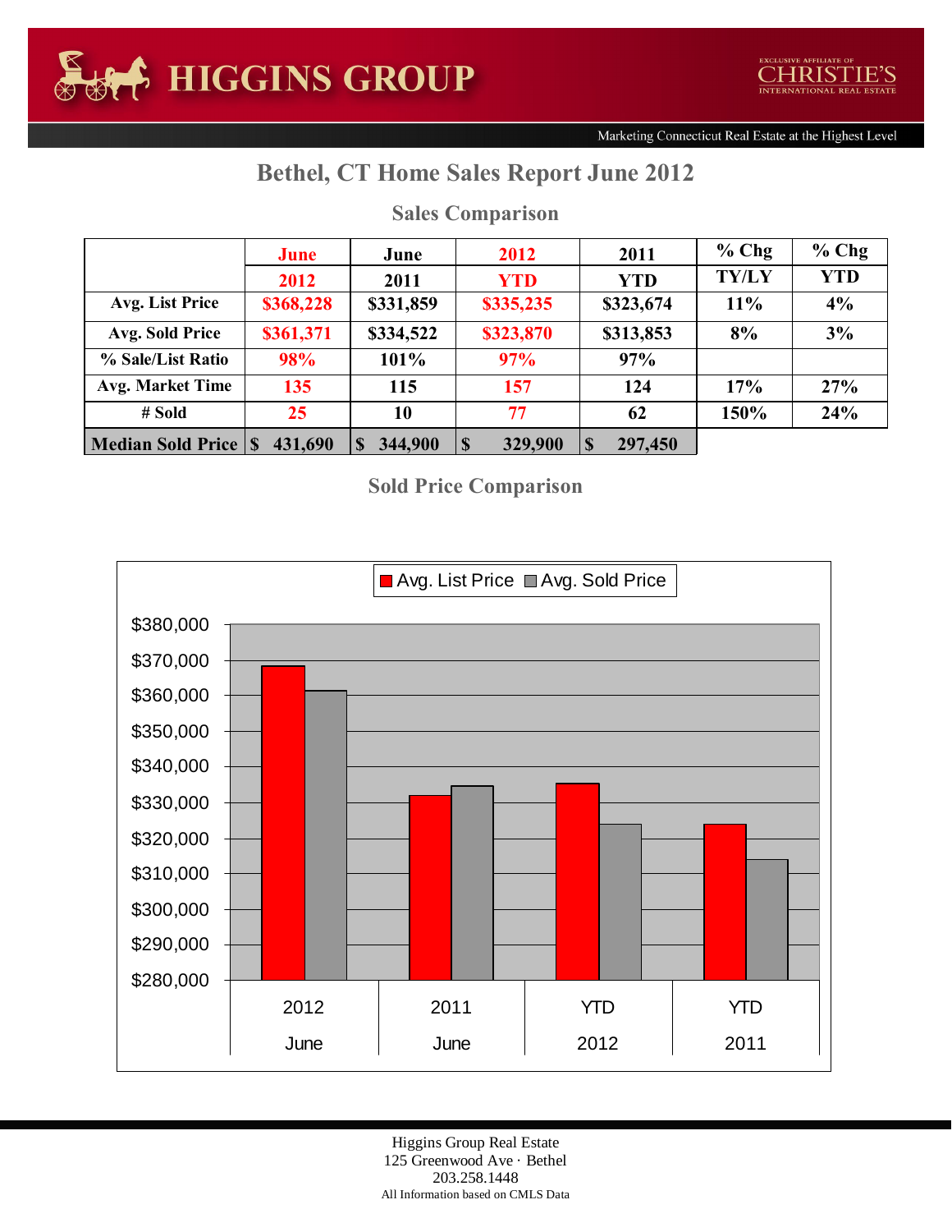HIGGINS GROUP

EXCLUSIVE AFFILIATE OF CHRISTIE'S INTERNATIONAL REAL ESTATE

Marketing Connecticut Real Estate at the Highest Level

# Bethel, CT Home Sales Report June 2012

## Sales Comparison

| | June 2012 | June 2011 | 2012 YTD | 2011 YTD | % Chg TY/LY | % Chg YTD |
|---|---|---|---|---|---|---|
| Avg. List Price | $368,228 | $331,859 | $335,235 | $323,674 | 11% | 4% |
| Avg. Sold Price | $361,371 | $334,522 | $323,870 | $313,853 | 8% | 3% |
| % Sale/List Ratio | 98% | 101% | 97% | 97% | | |
| Avg. Market Time | 135 | 115 | 157 | 124 | 17% | 27% |
| # Sold | 25 | 10 | 77 | 62 | 150% | 24% |
| Median Sold Price | $ 431,690 | $ 344,900 | $ 329,900 | $ 297,450 | | |

## Sold Price Comparison

| | 2012 June | 2011 June | YTD 2012 | YTD 2011 |
|---|---|---|---|---|
| Avg. List Price | $368,228 | $331,859 | $335,235 | $323,674 |
| Avg. Sold Price | $361,371 | $334,522 | $323,870 | $313,853 |

Higgins Group Real Estate
125 Greenwood Ave · Bethel
203.258.1448
All Information based on CMLS Data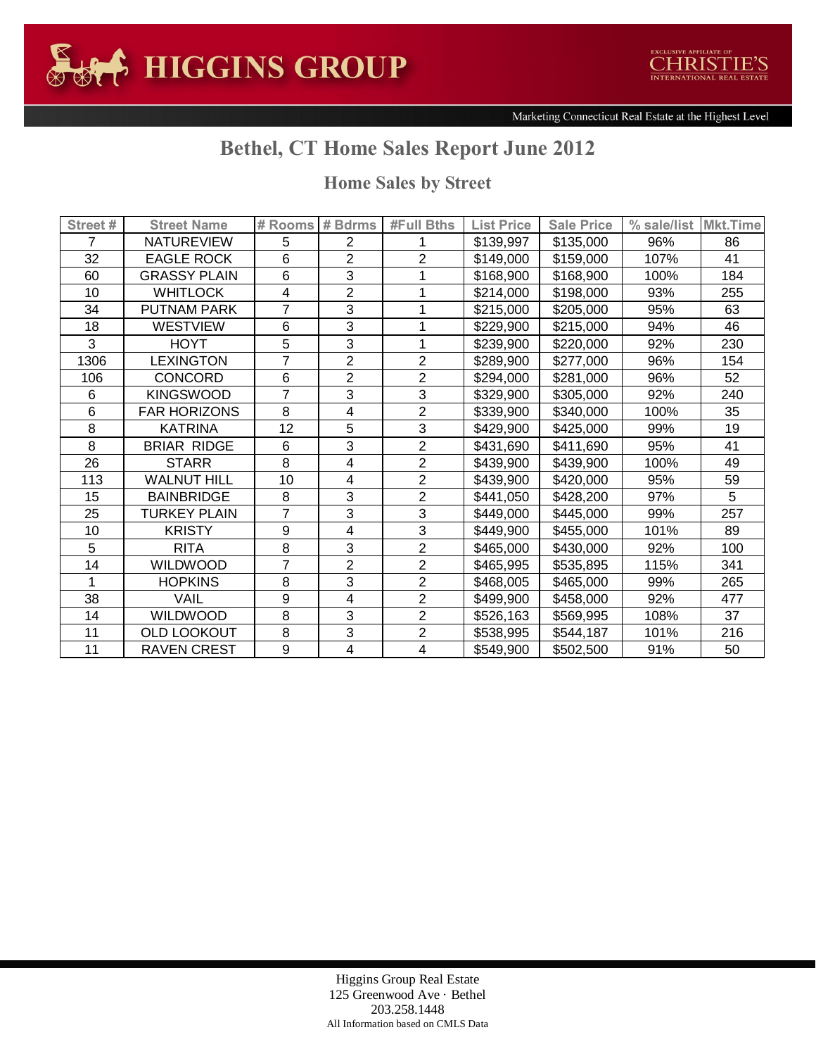# Bethel, CT Home Sales Report June 2012

## Home Sales by Street

| Street # | Street Name | # Rooms | # Bdrms | #Full Bths | List Price | Sale Price | % sale/list | Mkt.Time |
|---|---|---|---|---|---|---|---|---|
| 7 | NATUREVIEW | 5 | 2 | 1 | $139,997 | $135,000 | 96% | 86 |
| 32 | EAGLE ROCK | 6 | 2 | 2 | $149,000 | $159,000 | 107% | 41 |
| 60 | GRASSY PLAIN | 6 | 3 | 1 | $168,900 | $168,900 | 100% | 184 |
| 10 | WHITLOCK | 4 | 2 | 1 | $214,000 | $198,000 | 93% | 255 |
| 34 | PUTNAM PARK | 7 | 3 | 1 | $215,000 | $205,000 | 95% | 63 |
| 18 | WESTVIEW | 6 | 3 | 1 | $229,900 | $215,000 | 94% | 46 |
| 3 | HOYT | 5 | 3 | 1 | $239,900 | $220,000 | 92% | 230 |
| 1306 | LEXINGTON | 7 | 2 | 2 | $289,900 | $277,000 | 96% | 154 |
| 106 | CONCORD | 6 | 2 | 2 | $294,000 | $281,000 | 96% | 52 |
| 6 | KINGSWOOD | 7 | 3 | 3 | $329,900 | $305,000 | 92% | 240 |
| 6 | FAR HORIZONS | 8 | 4 | 2 | $339,900 | $340,000 | 100% | 35 |
| 8 | KATRINA | 12 | 5 | 3 | $429,900 | $425,000 | 99% | 19 |
| 8 | BRIAR RIDGE | 6 | 3 | 2 | $431,690 | $411,690 | 95% | 41 |
| 26 | STARR | 8 | 4 | 2 | $439,900 | $439,900 | 100% | 49 |
| 113 | WALNUT HILL | 10 | 4 | 2 | $439,900 | $420,000 | 95% | 59 |
| 15 | BAINBRIDGE | 8 | 3 | 2 | $441,050 | $428,200 | 97% | 5 |
| 25 | TURKEY PLAIN | 7 | 3 | 3 | $449,000 | $445,000 | 99% | 257 |
| 10 | KRISTY | 9 | 4 | 3 | $449,900 | $455,000 | 101% | 89 |
| 5 | RITA | 8 | 3 | 2 | $465,000 | $430,000 | 92% | 100 |
| 14 | WILDWOOD | 7 | 2 | 2 | $465,995 | $535,895 | 115% | 341 |
| 1 | HOPKINS | 8 | 3 | 2 | $468,005 | $465,000 | 99% | 265 |
| 38 | VAIL | 9 | 4 | 2 | $499,900 | $458,000 | 92% | 477 |
| 14 | WILDWOOD | 8 | 3 | 2 | $526,163 | $569,995 | 108% | 37 |
| 11 | OLD LOOKOUT | 8 | 3 | 2 | $538,995 | $544,187 | 101% | 216 |
| 11 | RAVEN CREST | 9 | 4 | 4 | $549,900 | $502,500 | 91% | 50 |

Higgins Group Real Estate
125 Greenwood Ave · Bethel
203.258.1448
All Information based on CMLS Data